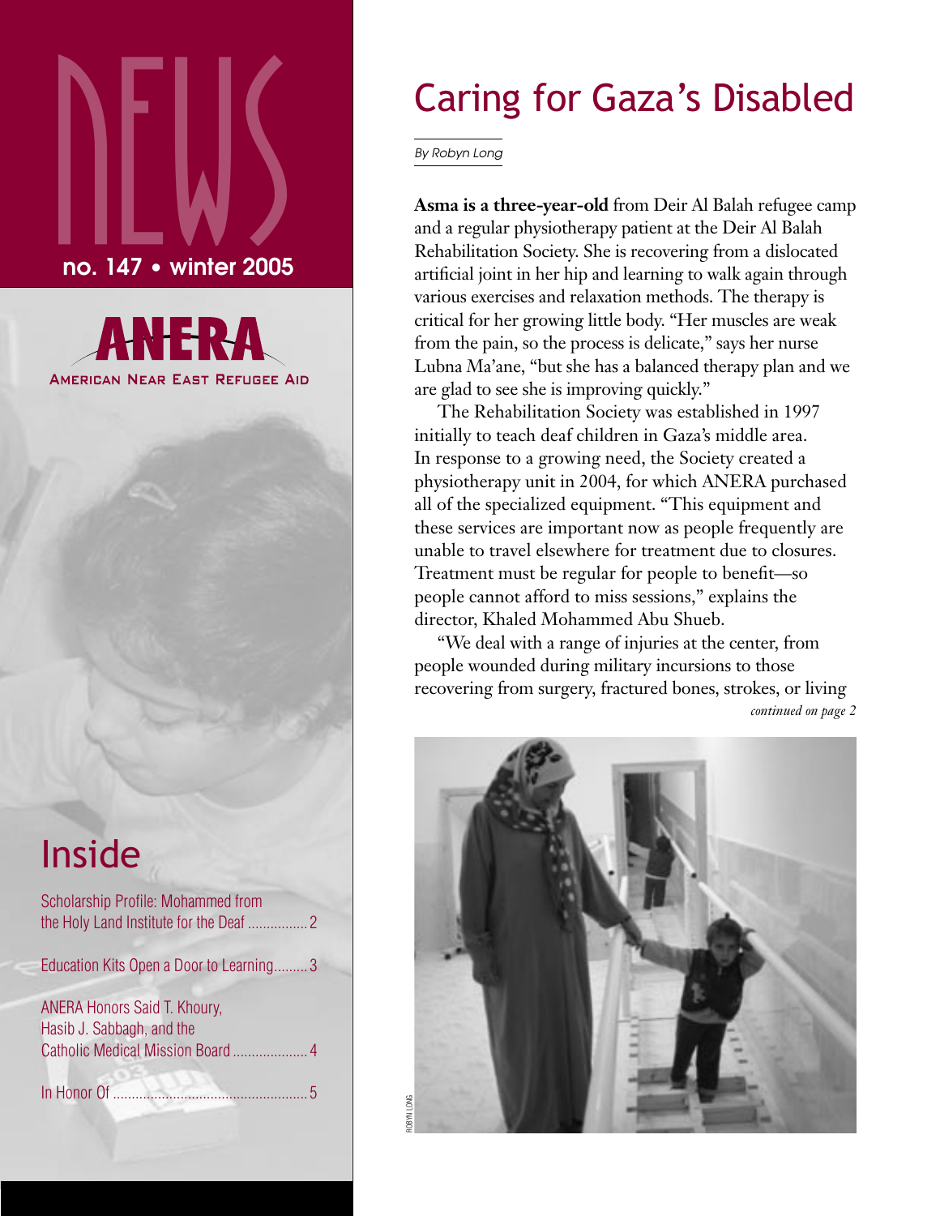# NEWS

**no. 147 • winter 2005**

**ANERA**
American Near East Refugee Aid

## Inside

- Scholarship Profile: Mohammed from the Holy Land Institute for the Deaf .......... 2
- Education Kits Open a Door to Learning......... 3
- ANERA Honors Said T. Khoury, Hasib J. Sabbagh, and the Catholic Medical Mission Board .......... 4
- In Honor Of .......... 5

# Caring for Gaza's Disabled

*By Robyn Long*

**Asma is a three-year-old** from Deir Al Balah refugee camp and a regular physiotherapy patient at the Deir Al Balah Rehabilitation Society. She is recovering from a dislocated artificial joint in her hip and learning to walk again through various exercises and relaxation methods. The therapy is critical for her growing little body. "Her muscles are weak from the pain, so the process is delicate," says her nurse Lubna Ma'ane, "but she has a balanced therapy plan and we are glad to see she is improving quickly."

The Rehabilitation Society was established in 1997 initially to teach deaf children in Gaza's middle area. In response to a growing need, the Society created a physiotherapy unit in 2004, for which ANERA purchased all of the specialized equipment. "This equipment and these services are important now as people frequently are unable to travel elsewhere for treatment due to closures. Treatment must be regular for people to benefit—so people cannot afford to miss sessions," explains the director, Khaled Mohammed Abu Shueb.

"We deal with a range of injuries at the center, from people wounded during military incursions to those recovering from surgery, fractured bones, strokes, or living

*continued on page 2*

ROBYN LONG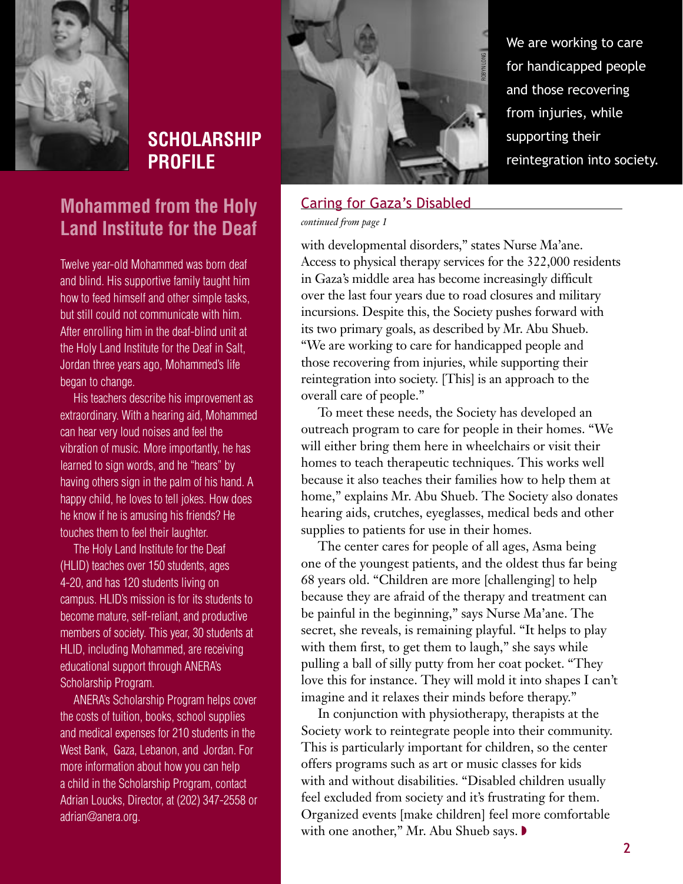## SCHOLARSHIP PROFILE

### Mohammed from the Holy Land Institute for the Deaf

Twelve year-old Mohammed was born deaf and blind. His supportive family taught him how to feed himself and other simple tasks, but still could not communicate with him. After enrolling him in the deaf-blind unit at the Holy Land Institute for the Deaf in Salt, Jordan three years ago, Mohammed's life began to change.

His teachers describe his improvement as extraordinary. With a hearing aid, Mohammed can hear very loud noises and feel the vibration of music. More importantly, he has learned to sign words, and he "hears" by having others sign in the palm of his hand. A happy child, he loves to tell jokes. How does he know if he is amusing his friends? He touches them to feel their laughter.

The Holy Land Institute for the Deaf (HLID) teaches over 150 students, ages 4-20, and has 120 students living on campus. HLID's mission is for its students to become mature, self-reliant, and productive members of society. This year, 30 students at HLID, including Mohammed, are receiving educational support through ANERA's Scholarship Program.

ANERA's Scholarship Program helps cover the costs of tuition, books, school supplies and medical expenses for 210 students in the West Bank, Gaza, Lebanon, and Jordan. For more information about how you can help a child in the Scholarship Program, contact Adrian Loucks, Director, at (202) 347-2558 or adrian@anera.org.

We are working to care for handicapped people and those recovering from injuries, while supporting their reintegration into society.

## Caring for Gaza's Disabled

*continued from page 1*

with developmental disorders," states Nurse Ma'ane. Access to physical therapy services for the 322,000 residents in Gaza's middle area has become increasingly difficult over the last four years due to road closures and military incursions. Despite this, the Society pushes forward with its two primary goals, as described by Mr. Abu Shueb. "We are working to care for handicapped people and those recovering from injuries, while supporting their reintegration into society. [This] is an approach to the overall care of people."

To meet these needs, the Society has developed an outreach program to care for people in their homes. "We will either bring them here in wheelchairs or visit their homes to teach therapeutic techniques. This works well because it also teaches their families how to help them at home," explains Mr. Abu Shueb. The Society also donates hearing aids, crutches, eyeglasses, medical beds and other supplies to patients for use in their homes.

The center cares for people of all ages, Asma being one of the youngest patients, and the oldest thus far being 68 years old. "Children are more [challenging] to help because they are afraid of the therapy and treatment can be painful in the beginning," says Nurse Ma'ane. The secret, she reveals, is remaining playful. "It helps to play with them first, to get them to laugh," she says while pulling a ball of silly putty from her coat pocket. "They love this for instance. They will mold it into shapes I can't imagine and it relaxes their minds before therapy."

In conjunction with physiotherapy, therapists at the Society work to reintegrate people into their community. This is particularly important for children, so the center offers programs such as art or music classes for kids with and without disabilities. "Disabled children usually feel excluded from society and it's frustrating for them. Organized events [make children] feel more comfortable with one another," Mr. Abu Shueb says.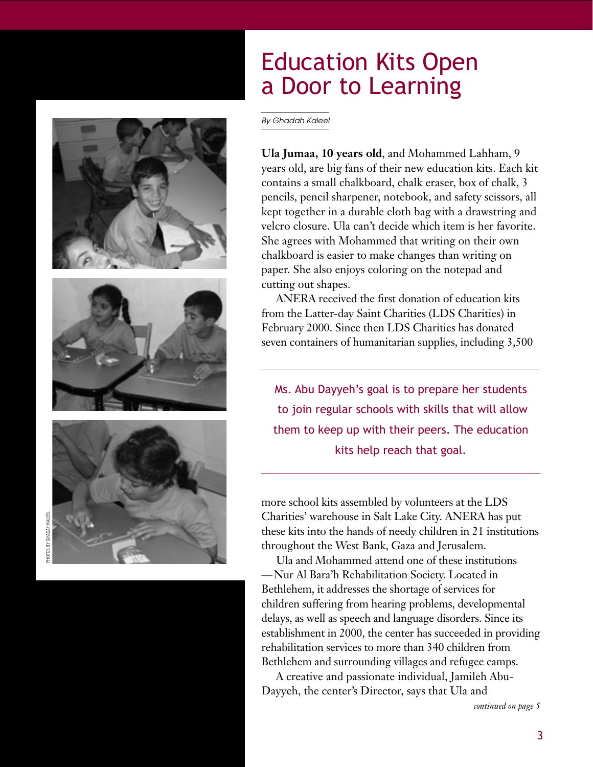# Education Kits Open a Door to Learning

*By Ghadah Kaleel*

**Ula Jumaa, 10 years old**, and Mohammed Lahham, 9 years old, are big fans of their new education kits. Each kit contains a small chalkboard, chalk eraser, box of chalk, 3 pencils, pencil sharpener, notebook, and safety scissors, all kept together in a durable cloth bag with a drawstring and velcro closure. Ula can't decide which item is her favorite. She agrees with Mohammed that writing on their own chalkboard is easier to make changes than writing on paper. She also enjoys coloring on the notepad and cutting out shapes.

ANERA received the first donation of education kits from the Latter-day Saint Charities (LDS Charities) in February 2000. Since then LDS Charities has donated seven containers of humanitarian supplies, including 3,500 more school kits assembled by volunteers at the LDS Charities' warehouse in Salt Lake City. ANERA has put these kits into the hands of needy children in 21 institutions throughout the West Bank, Gaza and Jerusalem.

> Ms. Abu Dayyeh's goal is to prepare her students to join regular schools with skills that will allow them to keep up with their peers. The education kits help reach that goal.

Ula and Mohammed attend one of these institutions —Nur Al Bara'h Rehabilitation Society. Located in Bethlehem, it addresses the shortage of services for children suffering from hearing problems, developmental delays, as well as speech and language disorders. Since its establishment in 2000, the center has succeeded in providing rehabilitation services to more than 340 children from Bethlehem and surrounding villages and refugee camps.

A creative and passionate individual, Jamileh Abu-Dayyeh, the center's Director, says that Ula and

*continued on page 5*

PHOTOS BY GHADAH KALEEL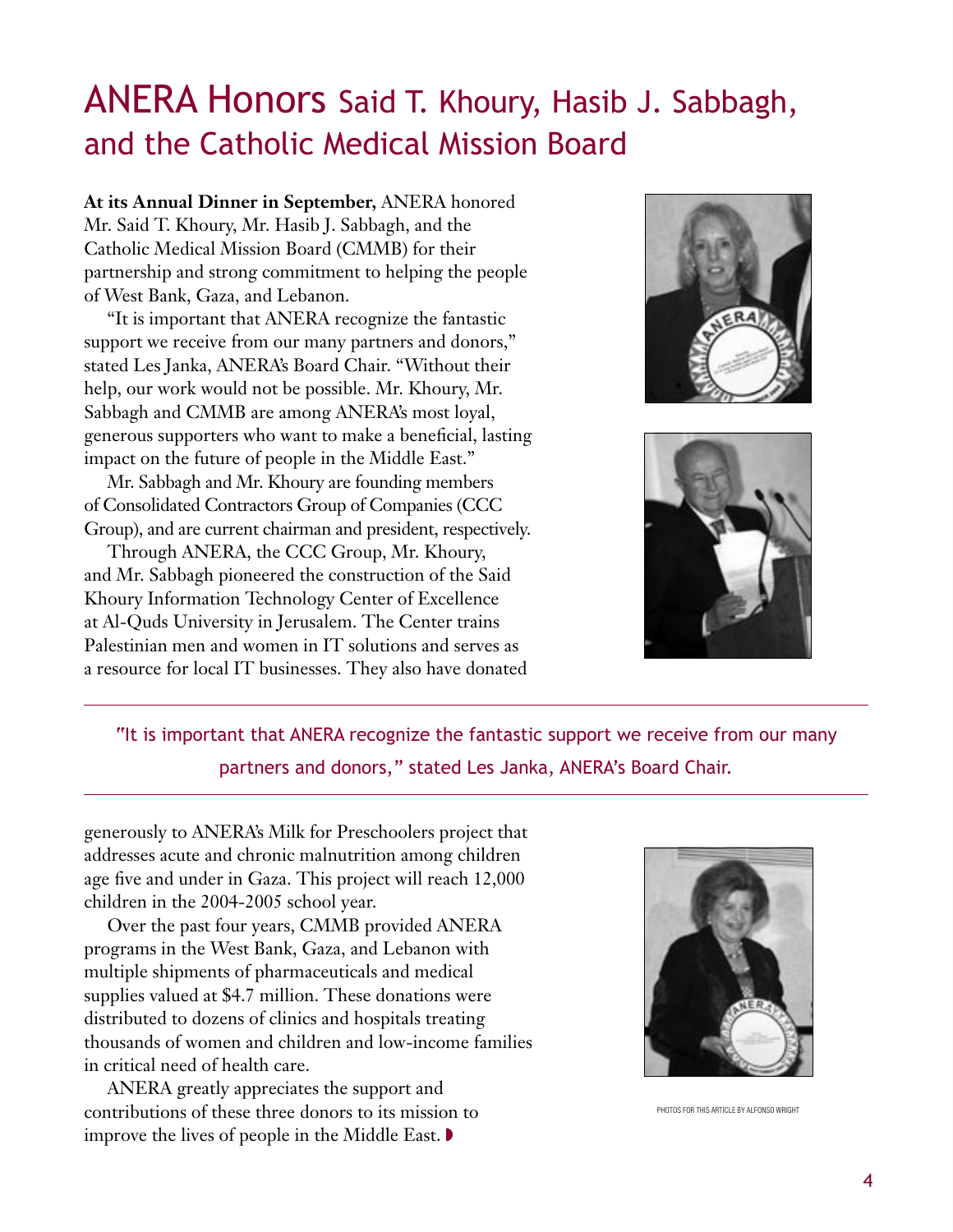# ANERA Honors Said T. Khoury, Hasib J. Sabbagh, and the Catholic Medical Mission Board

**At its Annual Dinner in September,** ANERA honored Mr. Said T. Khoury, Mr. Hasib J. Sabbagh, and the Catholic Medical Mission Board (CMMB) for their partnership and strong commitment to helping the people of West Bank, Gaza, and Lebanon.

"It is important that ANERA recognize the fantastic support we receive from our many partners and donors," stated Les Janka, ANERA's Board Chair. "Without their help, our work would not be possible. Mr. Khoury, Mr. Sabbagh and CMMB are among ANERA's most loyal, generous supporters who want to make a beneficial, lasting impact on the future of people in the Middle East."

Mr. Sabbagh and Mr. Khoury are founding members of Consolidated Contractors Group of Companies (CCC Group), and are current chairman and president, respectively.

Through ANERA, the CCC Group, Mr. Khoury, and Mr. Sabbagh pioneered the construction of the Said Khoury Information Technology Center of Excellence at Al-Quds University in Jerusalem. The Center trains Palestinian men and women in IT solutions and serves as a resource for local IT businesses. They also have donated generously to ANERA's Milk for Preschoolers project that addresses acute and chronic malnutrition among children age five and under in Gaza. This project will reach 12,000 children in the 2004-2005 school year.

> "It is important that ANERA recognize the fantastic support we receive from our many partners and donors," stated Les Janka, ANERA's Board Chair.

Over the past four years, CMMB provided ANERA programs in the West Bank, Gaza, and Lebanon with multiple shipments of pharmaceuticals and medical supplies valued at $4.7 million. These donations were distributed to dozens of clinics and hospitals treating thousands of women and children and low-income families in critical need of health care.

ANERA greatly appreciates the support and contributions of these three donors to its mission to improve the lives of people in the Middle East.

PHOTOS FOR THIS ARTICLE BY ALFONSO WRIGHT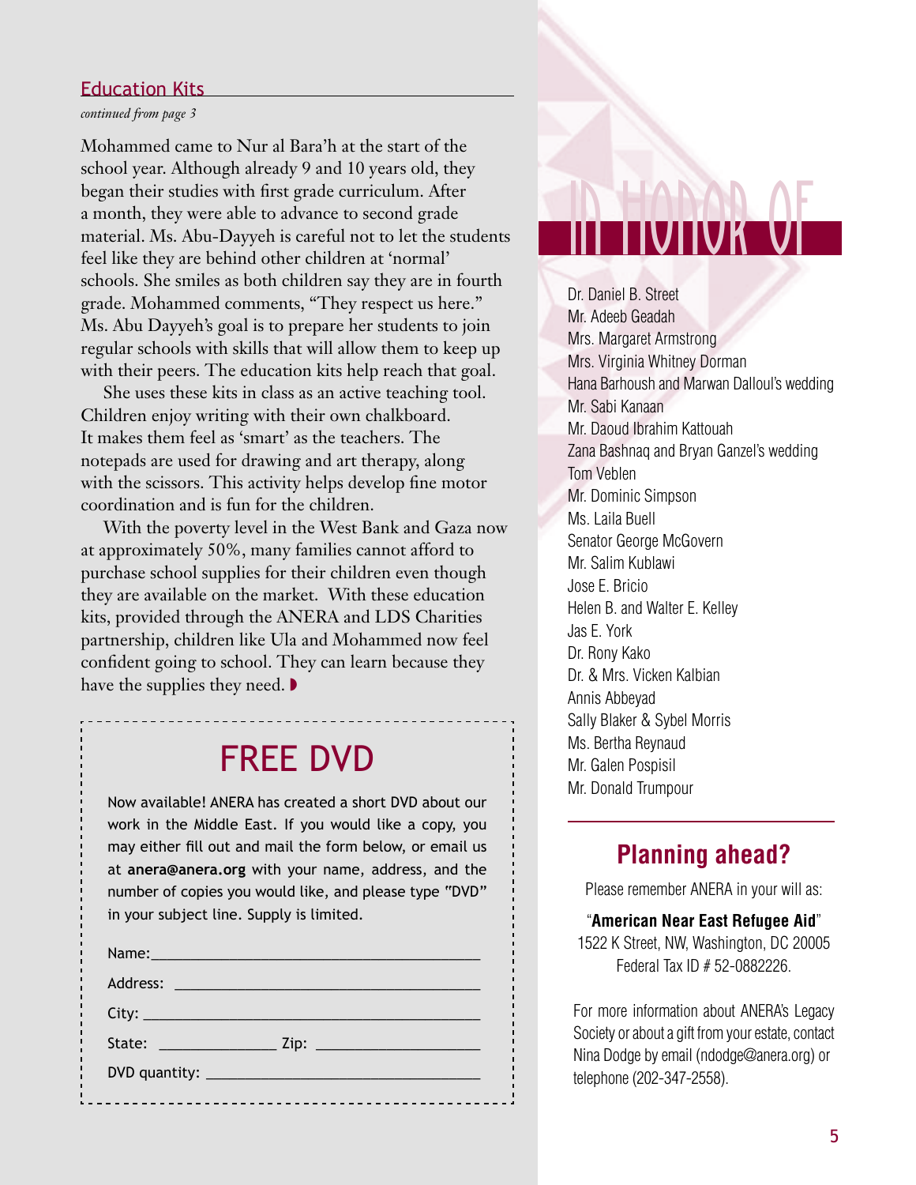## Education Kits

*continued from page 3*

Mohammed came to Nur al Bara'h at the start of the school year. Although already 9 and 10 years old, they began their studies with first grade curriculum. After a month, they were able to advance to second grade material. Ms. Abu-Dayyeh is careful not to let the students feel like they are behind other children at 'normal' schools. She smiles as both children say they are in fourth grade. Mohammed comments, "They respect us here." Ms. Abu Dayyeh's goal is to prepare her students to join regular schools with skills that will allow them to keep up with their peers. The education kits help reach that goal.

She uses these kits in class as an active teaching tool. Children enjoy writing with their own chalkboard. It makes them feel as 'smart' as the teachers. The notepads are used for drawing and art therapy, along with the scissors. This activity helps develop fine motor coordination and is fun for the children.

With the poverty level in the West Bank and Gaza now at approximately 50%, many families cannot afford to purchase school supplies for their children even though they are available on the market. With these education kits, provided through the ANERA and LDS Charities partnership, children like Ula and Mohammed now feel confident going to school. They can learn because they have the supplies they need.

## FREE DVD

Now available! ANERA has created a short DVD about our work in the Middle East. If you would like a copy, you may either fill out and mail the form below, or email us at **anera@anera.org** with your name, address, and the number of copies you would like, and please type "DVD" in your subject line. Supply is limited.

Name: ____________________

Address: ____________________

City: ____________________

State: __________ Zip: __________

DVD quantity: ____________________

# IN HONOR OF

Dr. Daniel B. Street
Mr. Adeeb Geadah
Mrs. Margaret Armstrong
Mrs. Virginia Whitney Dorman
Hana Barhoush and Marwan Dalloul's wedding
Mr. Sabi Kanaan
Mr. Daoud Ibrahim Kattouah
Zana Bashnaq and Bryan Ganzel's wedding
Tom Veblen
Mr. Dominic Simpson
Ms. Laila Buell
Senator George McGovern
Mr. Salim Kublawi
Jose E. Bricio
Helen B. and Walter E. Kelley
Jas E. York
Dr. Rony Kako
Dr. & Mrs. Vicken Kalbian
Annis Abbeyad
Sally Blaker & Sybel Morris
Ms. Bertha Reynaud
Mr. Galen Pospisil
Mr. Donald Trumpour

## Planning ahead?

Please remember ANERA in your will as:

"**American Near East Refugee Aid**"
1522 K Street, NW, Washington, DC 20005
Federal Tax ID # 52-0882226.

For more information about ANERA's Legacy Society or about a gift from your estate, contact Nina Dodge by email (ndodge@anera.org) or telephone (202-347-2558).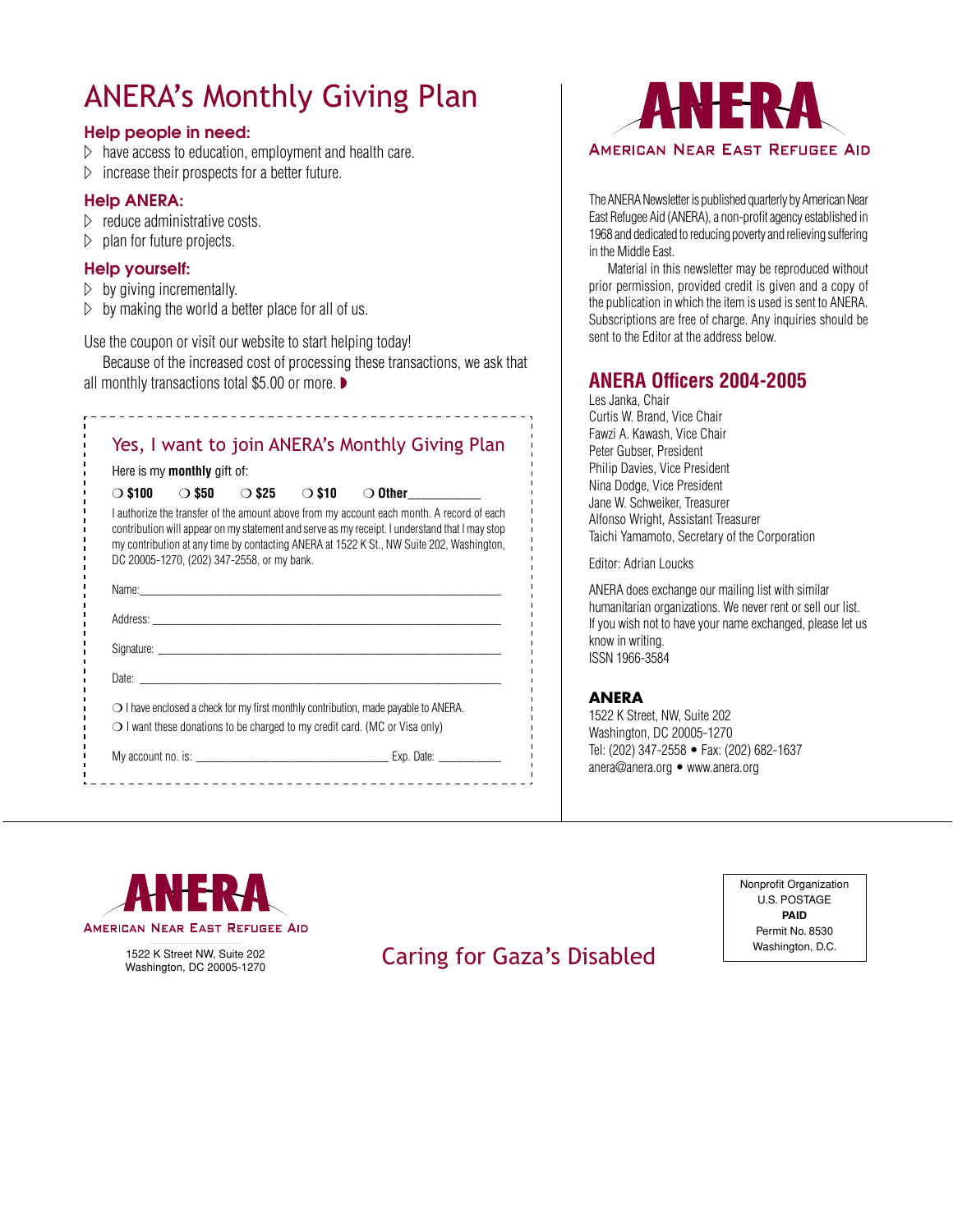# ANERA's Monthly Giving Plan

### Help people in need:

- have access to education, employment and health care.
- increase their prospects for a better future.

### Help ANERA:

- reduce administrative costs.
- plan for future projects.

### Help yourself:

- by giving incrementally.
- by making the world a better place for all of us.

Use the coupon or visit our website to start helping today!

Because of the increased cost of processing these transactions, we ask that all monthly transactions total $5.00 or more.

---

## Yes, I want to join ANERA's Monthly Giving Plan

Here is my **monthly** gift of:

❍ **$100** ❍ **$50** ❍ **$25** ❍ **$10** ❍ **Other**__________

I authorize the transfer of the amount above from my account each month. A record of each contribution will appear on my statement and serve as my receipt. I understand that I may stop my contribution at any time by contacting ANERA at 1522 K St., NW Suite 202, Washington, DC 20005-1270, (202) 347-2558, or my bank.

Name:______________________________________________

Address: ____________________________________________

Signature: ___________________________________________

Date: _______________________________________________

❍ I have enclosed a check for my first monthly contribution, made payable to ANERA.

❍ I want these donations to be charged to my credit card. (MC or Visa only)

My account no. is: ______________________ Exp. Date: _________

---

**ANERA**
AMERICAN NEAR EAST REFUGEE AID

The ANERA Newsletter is published quarterly by American Near East Refugee Aid (ANERA), a non-profit agency established in 1968 and dedicated to reducing poverty and relieving suffering in the Middle East.

Material in this newsletter may be reproduced without prior permission, provided credit is given and a copy of the publication in which the item is used is sent to ANERA. Subscriptions are free of charge. Any inquiries should be sent to the Editor at the address below.

## ANERA Officers 2004-2005

Les Janka, Chair
Curtis W. Brand, Vice Chair
Fawzi A. Kawash, Vice Chair
Peter Gubser, President
Philip Davies, Vice President
Nina Dodge, Vice President
Jane W. Schweiker, Treasurer
Alfonso Wright, Assistant Treasurer
Taichi Yamamoto, Secretary of the Corporation

Editor: Adrian Loucks

ANERA does exchange our mailing list with similar humanitarian organizations. We never rent or sell our list. If you wish not to have your name exchanged, please let us know in writing.
ISSN 1966-3584

**ANERA**
1522 K Street, NW, Suite 202
Washington, DC 20005-1270
Tel: (202) 347-2558 • Fax: (202) 682-1637
anera@anera.org • www.anera.org

---

**ANERA**
AMERICAN NEAR EAST REFUGEE AID

1522 K Street NW, Suite 202
Washington, DC 20005-1270

Caring for Gaza's Disabled

Nonprofit Organization
U.S. POSTAGE
**PAID**
Permit No. 8530
Washington, D.C.